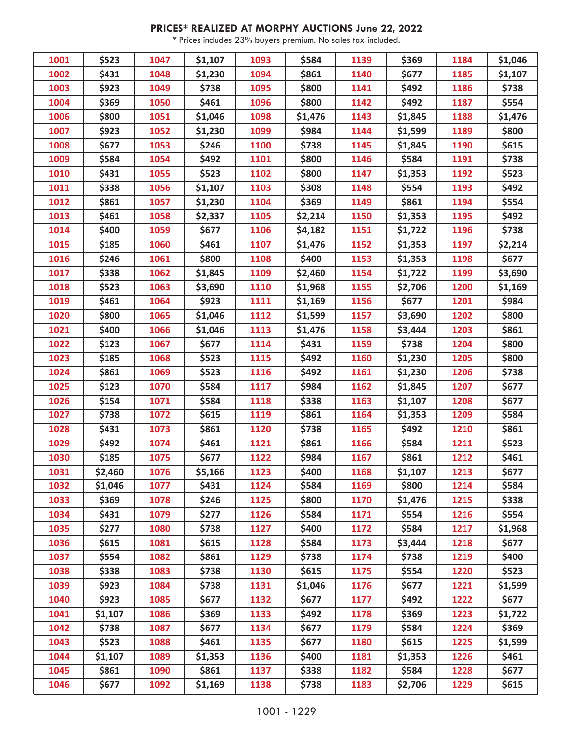**PRICES* REALIZED AT MORPHY AUCTIONS June 22, 2022**

\* Prices includes 23% buyers premium. No sales tax included.

| | | | | | | | | | |
|---|---|---|---|---|---|---|---|---|---|
| 1001 | $523 | 1047 | $1,107 | 1093 | $584 | 1139 | $369 | 1184 | $1,046 |
| 1002 | $431 | 1048 | $1,230 | 1094 | $861 | 1140 | $677 | 1185 | $1,107 |
| 1003 | $923 | 1049 | $738 | 1095 | $800 | 1141 | $492 | 1186 | $738 |
| 1004 | $369 | 1050 | $461 | 1096 | $800 | 1142 | $492 | 1187 | $554 |
| 1006 | $800 | 1051 | $1,046 | 1098 | $1,476 | 1143 | $1,845 | 1188 | $1,476 |
| 1007 | $923 | 1052 | $1,230 | 1099 | $984 | 1144 | $1,599 | 1189 | $800 |
| 1008 | $677 | 1053 | $246 | 1100 | $738 | 1145 | $1,845 | 1190 | $615 |
| 1009 | $584 | 1054 | $492 | 1101 | $800 | 1146 | $584 | 1191 | $738 |
| 1010 | $431 | 1055 | $523 | 1102 | $800 | 1147 | $1,353 | 1192 | $523 |
| 1011 | $338 | 1056 | $1,107 | 1103 | $308 | 1148 | $554 | 1193 | $492 |
| 1012 | $861 | 1057 | $1,230 | 1104 | $369 | 1149 | $861 | 1194 | $554 |
| 1013 | $461 | 1058 | $2,337 | 1105 | $2,214 | 1150 | $1,353 | 1195 | $492 |
| 1014 | $400 | 1059 | $677 | 1106 | $4,182 | 1151 | $1,722 | 1196 | $738 |
| 1015 | $185 | 1060 | $461 | 1107 | $1,476 | 1152 | $1,353 | 1197 | $2,214 |
| 1016 | $246 | 1061 | $800 | 1108 | $400 | 1153 | $1,353 | 1198 | $677 |
| 1017 | $338 | 1062 | $1,845 | 1109 | $2,460 | 1154 | $1,722 | 1199 | $3,690 |
| 1018 | $523 | 1063 | $3,690 | 1110 | $1,968 | 1155 | $2,706 | 1200 | $1,169 |
| 1019 | $461 | 1064 | $923 | 1111 | $1,169 | 1156 | $677 | 1201 | $984 |
| 1020 | $800 | 1065 | $1,046 | 1112 | $1,599 | 1157 | $3,690 | 1202 | $800 |
| 1021 | $400 | 1066 | $1,046 | 1113 | $1,476 | 1158 | $3,444 | 1203 | $861 |
| 1022 | $123 | 1067 | $677 | 1114 | $431 | 1159 | $738 | 1204 | $800 |
| 1023 | $185 | 1068 | $523 | 1115 | $492 | 1160 | $1,230 | 1205 | $800 |
| 1024 | $861 | 1069 | $523 | 1116 | $492 | 1161 | $1,230 | 1206 | $738 |
| 1025 | $123 | 1070 | $584 | 1117 | $984 | 1162 | $1,845 | 1207 | $677 |
| 1026 | $154 | 1071 | $584 | 1118 | $338 | 1163 | $1,107 | 1208 | $677 |
| 1027 | $738 | 1072 | $615 | 1119 | $861 | 1164 | $1,353 | 1209 | $584 |
| 1028 | $431 | 1073 | $861 | 1120 | $738 | 1165 | $492 | 1210 | $861 |
| 1029 | $492 | 1074 | $461 | 1121 | $861 | 1166 | $584 | 1211 | $523 |
| 1030 | $185 | 1075 | $677 | 1122 | $984 | 1167 | $861 | 1212 | $461 |
| 1031 | $2,460 | 1076 | $5,166 | 1123 | $400 | 1168 | $1,107 | 1213 | $677 |
| 1032 | $1,046 | 1077 | $431 | 1124 | $584 | 1169 | $800 | 1214 | $584 |
| 1033 | $369 | 1078 | $246 | 1125 | $800 | 1170 | $1,476 | 1215 | $338 |
| 1034 | $431 | 1079 | $277 | 1126 | $584 | 1171 | $554 | 1216 | $554 |
| 1035 | $277 | 1080 | $738 | 1127 | $400 | 1172 | $584 | 1217 | $1,968 |
| 1036 | $615 | 1081 | $615 | 1128 | $584 | 1173 | $3,444 | 1218 | $677 |
| 1037 | $554 | 1082 | $861 | 1129 | $738 | 1174 | $738 | 1219 | $400 |
| 1038 | $338 | 1083 | $738 | 1130 | $615 | 1175 | $554 | 1220 | $523 |
| 1039 | $923 | 1084 | $738 | 1131 | $1,046 | 1176 | $677 | 1221 | $1,599 |
| 1040 | $923 | 1085 | $677 | 1132 | $677 | 1177 | $492 | 1222 | $677 |
| 1041 | $1,107 | 1086 | $369 | 1133 | $492 | 1178 | $369 | 1223 | $1,722 |
| 1042 | $738 | 1087 | $677 | 1134 | $677 | 1179 | $584 | 1224 | $369 |
| 1043 | $523 | 1088 | $461 | 1135 | $677 | 1180 | $615 | 1225 | $1,599 |
| 1044 | $1,107 | 1089 | $1,353 | 1136 | $400 | 1181 | $1,353 | 1226 | $461 |
| 1045 | $861 | 1090 | $861 | 1137 | $338 | 1182 | $584 | 1228 | $677 |
| 1046 | $677 | 1092 | $1,169 | 1138 | $738 | 1183 | $2,706 | 1229 | $615 |

1001 - 1229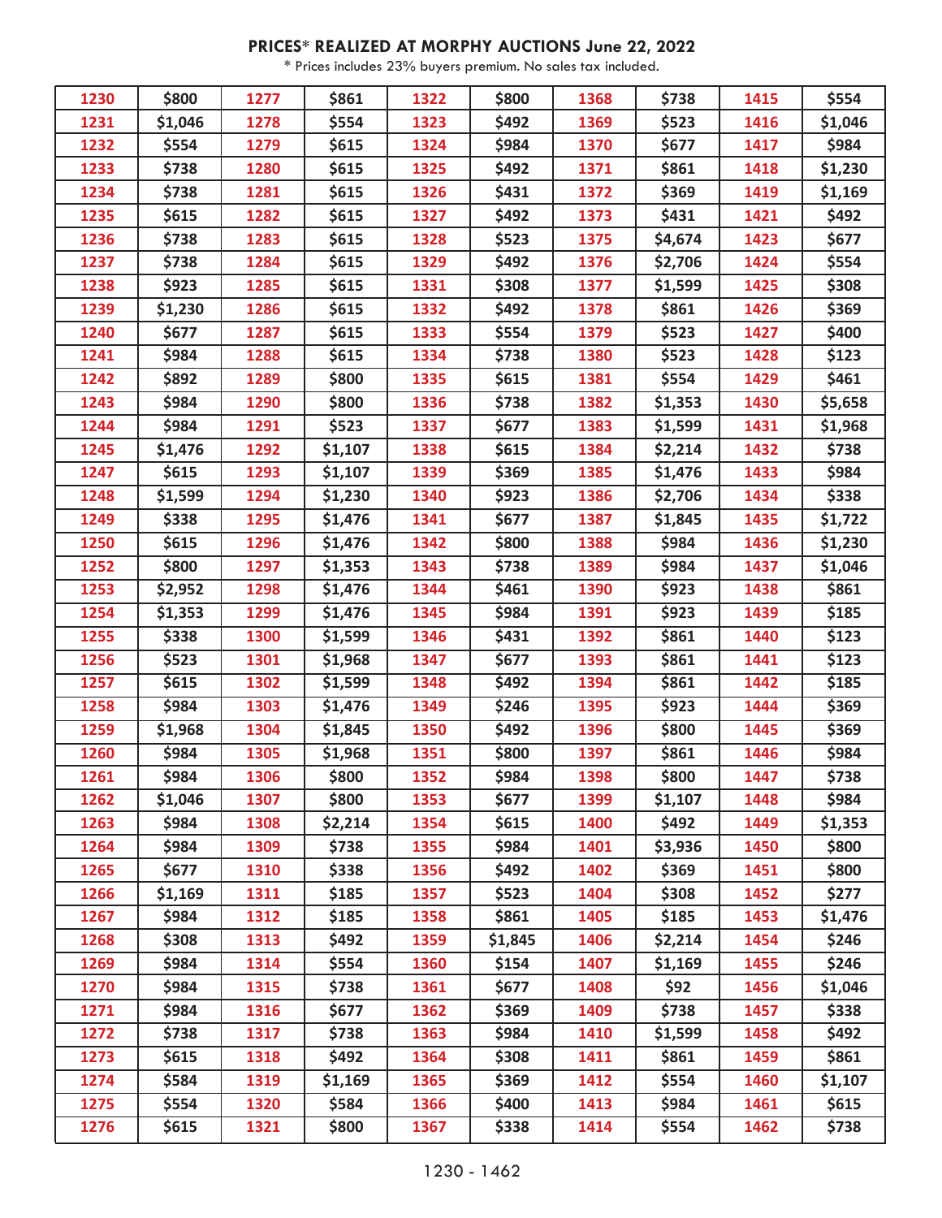**PRICES* REALIZED AT MORPHY AUCTIONS June 22, 2022**

* Prices includes 23% buyers premium. No sales tax included.

| | | | | | | | | | |
|---|---|---|---|---|---|---|---|---|---|
| 1230 | $800 | 1277 | $861 | 1322 | $800 | 1368 | $738 | 1415 | $554 |
| 1231 | $1,046 | 1278 | $554 | 1323 | $492 | 1369 | $523 | 1416 | $1,046 |
| 1232 | $554 | 1279 | $615 | 1324 | $984 | 1370 | $677 | 1417 | $984 |
| 1233 | $738 | 1280 | $615 | 1325 | $492 | 1371 | $861 | 1418 | $1,230 |
| 1234 | $738 | 1281 | $615 | 1326 | $431 | 1372 | $369 | 1419 | $1,169 |
| 1235 | $615 | 1282 | $615 | 1327 | $492 | 1373 | $431 | 1421 | $492 |
| 1236 | $738 | 1283 | $615 | 1328 | $523 | 1375 | $4,674 | 1423 | $677 |
| 1237 | $738 | 1284 | $615 | 1329 | $492 | 1376 | $2,706 | 1424 | $554 |
| 1238 | $923 | 1285 | $615 | 1331 | $308 | 1377 | $1,599 | 1425 | $308 |
| 1239 | $1,230 | 1286 | $615 | 1332 | $492 | 1378 | $861 | 1426 | $369 |
| 1240 | $677 | 1287 | $615 | 1333 | $554 | 1379 | $523 | 1427 | $400 |
| 1241 | $984 | 1288 | $615 | 1334 | $738 | 1380 | $523 | 1428 | $123 |
| 1242 | $892 | 1289 | $800 | 1335 | $615 | 1381 | $554 | 1429 | $461 |
| 1243 | $984 | 1290 | $800 | 1336 | $738 | 1382 | $1,353 | 1430 | $5,658 |
| 1244 | $984 | 1291 | $523 | 1337 | $677 | 1383 | $1,599 | 1431 | $1,968 |
| 1245 | $1,476 | 1292 | $1,107 | 1338 | $615 | 1384 | $2,214 | 1432 | $738 |
| 1247 | $615 | 1293 | $1,107 | 1339 | $369 | 1385 | $1,476 | 1433 | $984 |
| 1248 | $1,599 | 1294 | $1,230 | 1340 | $923 | 1386 | $2,706 | 1434 | $338 |
| 1249 | $338 | 1295 | $1,476 | 1341 | $677 | 1387 | $1,845 | 1435 | $1,722 |
| 1250 | $615 | 1296 | $1,476 | 1342 | $800 | 1388 | $984 | 1436 | $1,230 |
| 1252 | $800 | 1297 | $1,353 | 1343 | $738 | 1389 | $984 | 1437 | $1,046 |
| 1253 | $2,952 | 1298 | $1,476 | 1344 | $461 | 1390 | $923 | 1438 | $861 |
| 1254 | $1,353 | 1299 | $1,476 | 1345 | $984 | 1391 | $923 | 1439 | $185 |
| 1255 | $338 | 1300 | $1,599 | 1346 | $431 | 1392 | $861 | 1440 | $123 |
| 1256 | $523 | 1301 | $1,968 | 1347 | $677 | 1393 | $861 | 1441 | $123 |
| 1257 | $615 | 1302 | $1,599 | 1348 | $492 | 1394 | $861 | 1442 | $185 |
| 1258 | $984 | 1303 | $1,476 | 1349 | $246 | 1395 | $923 | 1444 | $369 |
| 1259 | $1,968 | 1304 | $1,845 | 1350 | $492 | 1396 | $800 | 1445 | $369 |
| 1260 | $984 | 1305 | $1,968 | 1351 | $800 | 1397 | $861 | 1446 | $984 |
| 1261 | $984 | 1306 | $800 | 1352 | $984 | 1398 | $800 | 1447 | $738 |
| 1262 | $1,046 | 1307 | $800 | 1353 | $677 | 1399 | $1,107 | 1448 | $984 |
| 1263 | $984 | 1308 | $2,214 | 1354 | $615 | 1400 | $492 | 1449 | $1,353 |
| 1264 | $984 | 1309 | $738 | 1355 | $984 | 1401 | $3,936 | 1450 | $800 |
| 1265 | $677 | 1310 | $338 | 1356 | $492 | 1402 | $369 | 1451 | $800 |
| 1266 | $1,169 | 1311 | $185 | 1357 | $523 | 1404 | $308 | 1452 | $277 |
| 1267 | $984 | 1312 | $185 | 1358 | $861 | 1405 | $185 | 1453 | $1,476 |
| 1268 | $308 | 1313 | $492 | 1359 | $1,845 | 1406 | $2,214 | 1454 | $246 |
| 1269 | $984 | 1314 | $554 | 1360 | $154 | 1407 | $1,169 | 1455 | $246 |
| 1270 | $984 | 1315 | $738 | 1361 | $677 | 1408 | $92 | 1456 | $1,046 |
| 1271 | $984 | 1316 | $677 | 1362 | $369 | 1409 | $738 | 1457 | $338 |
| 1272 | $738 | 1317 | $738 | 1363 | $984 | 1410 | $1,599 | 1458 | $492 |
| 1273 | $615 | 1318 | $492 | 1364 | $308 | 1411 | $861 | 1459 | $861 |
| 1274 | $584 | 1319 | $1,169 | 1365 | $369 | 1412 | $554 | 1460 | $1,107 |
| 1275 | $554 | 1320 | $584 | 1366 | $400 | 1413 | $984 | 1461 | $615 |
| 1276 | $615 | 1321 | $800 | 1367 | $338 | 1414 | $554 | 1462 | $738 |

1230 - 1462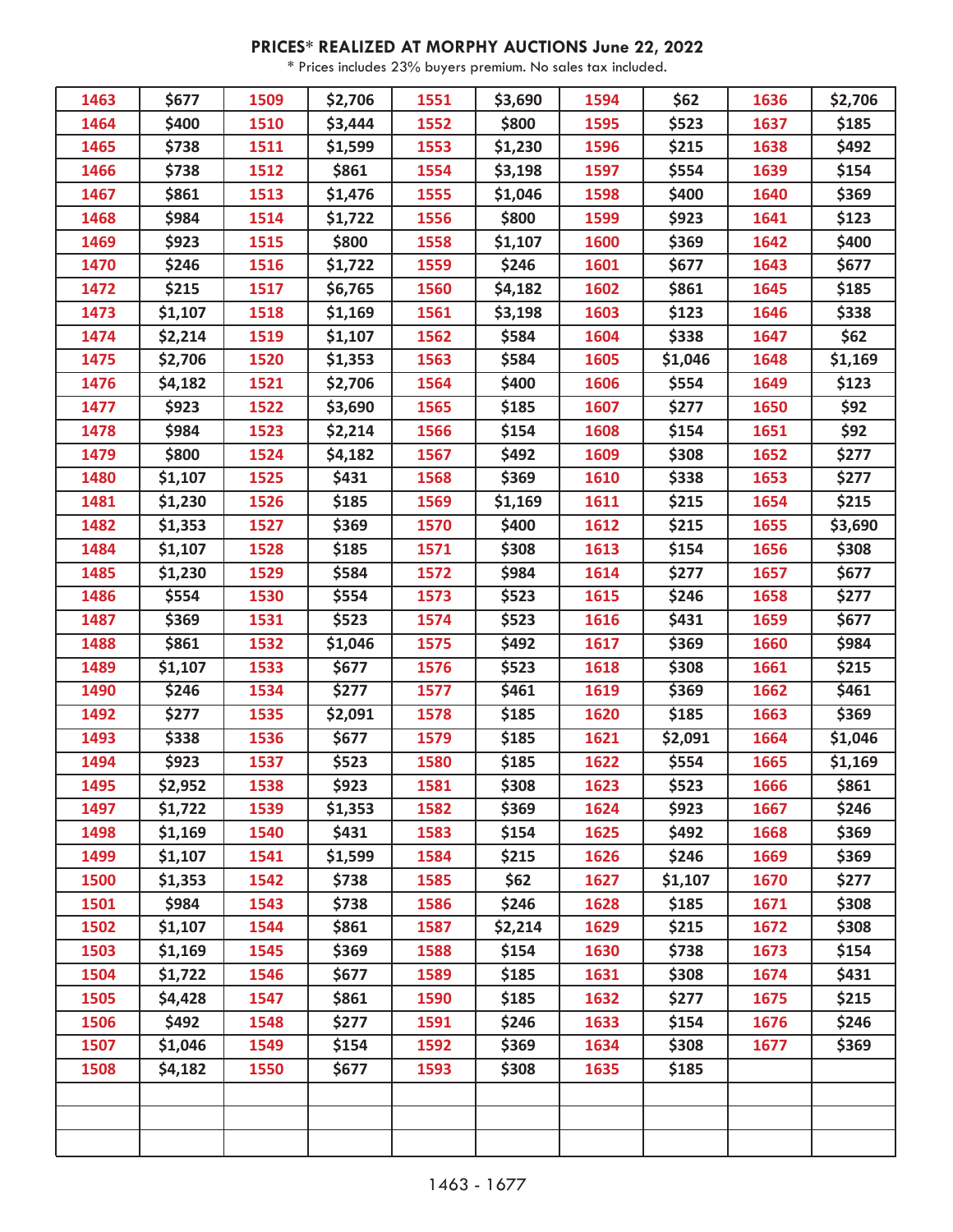**PRICES* REALIZED AT MORPHY AUCTIONS June 22, 2022**

* Prices includes 23% buyers premium. No sales tax included.

| | | | | | | | | | |
|---|---|---|---|---|---|---|---|---|---|
| 1463 | $677 | 1509 | $2,706 | 1551 | $3,690 | 1594 | $62 | 1636 | $2,706 |
| 1464 | $400 | 1510 | $3,444 | 1552 | $800 | 1595 | $523 | 1637 | $185 |
| 1465 | $738 | 1511 | $1,599 | 1553 | $1,230 | 1596 | $215 | 1638 | $492 |
| 1466 | $738 | 1512 | $861 | 1554 | $3,198 | 1597 | $554 | 1639 | $154 |
| 1467 | $861 | 1513 | $1,476 | 1555 | $1,046 | 1598 | $400 | 1640 | $369 |
| 1468 | $984 | 1514 | $1,722 | 1556 | $800 | 1599 | $923 | 1641 | $123 |
| 1469 | $923 | 1515 | $800 | 1558 | $1,107 | 1600 | $369 | 1642 | $400 |
| 1470 | $246 | 1516 | $1,722 | 1559 | $246 | 1601 | $677 | 1643 | $677 |
| 1472 | $215 | 1517 | $6,765 | 1560 | $4,182 | 1602 | $861 | 1645 | $185 |
| 1473 | $1,107 | 1518 | $1,169 | 1561 | $3,198 | 1603 | $123 | 1646 | $338 |
| 1474 | $2,214 | 1519 | $1,107 | 1562 | $584 | 1604 | $338 | 1647 | $62 |
| 1475 | $2,706 | 1520 | $1,353 | 1563 | $584 | 1605 | $1,046 | 1648 | $1,169 |
| 1476 | $4,182 | 1521 | $2,706 | 1564 | $400 | 1606 | $554 | 1649 | $123 |
| 1477 | $923 | 1522 | $3,690 | 1565 | $185 | 1607 | $277 | 1650 | $92 |
| 1478 | $984 | 1523 | $2,214 | 1566 | $154 | 1608 | $154 | 1651 | $92 |
| 1479 | $800 | 1524 | $4,182 | 1567 | $492 | 1609 | $308 | 1652 | $277 |
| 1480 | $1,107 | 1525 | $431 | 1568 | $369 | 1610 | $338 | 1653 | $277 |
| 1481 | $1,230 | 1526 | $185 | 1569 | $1,169 | 1611 | $215 | 1654 | $215 |
| 1482 | $1,353 | 1527 | $369 | 1570 | $400 | 1612 | $215 | 1655 | $3,690 |
| 1484 | $1,107 | 1528 | $185 | 1571 | $308 | 1613 | $154 | 1656 | $308 |
| 1485 | $1,230 | 1529 | $584 | 1572 | $984 | 1614 | $277 | 1657 | $677 |
| 1486 | $554 | 1530 | $554 | 1573 | $523 | 1615 | $246 | 1658 | $277 |
| 1487 | $369 | 1531 | $523 | 1574 | $523 | 1616 | $431 | 1659 | $677 |
| 1488 | $861 | 1532 | $1,046 | 1575 | $492 | 1617 | $369 | 1660 | $984 |
| 1489 | $1,107 | 1533 | $677 | 1576 | $523 | 1618 | $308 | 1661 | $215 |
| 1490 | $246 | 1534 | $277 | 1577 | $461 | 1619 | $369 | 1662 | $461 |
| 1492 | $277 | 1535 | $2,091 | 1578 | $185 | 1620 | $185 | 1663 | $369 |
| 1493 | $338 | 1536 | $677 | 1579 | $185 | 1621 | $2,091 | 1664 | $1,046 |
| 1494 | $923 | 1537 | $523 | 1580 | $185 | 1622 | $554 | 1665 | $1,169 |
| 1495 | $2,952 | 1538 | $923 | 1581 | $308 | 1623 | $523 | 1666 | $861 |
| 1497 | $1,722 | 1539 | $1,353 | 1582 | $369 | 1624 | $923 | 1667 | $246 |
| 1498 | $1,169 | 1540 | $431 | 1583 | $154 | 1625 | $492 | 1668 | $369 |
| 1499 | $1,107 | 1541 | $1,599 | 1584 | $215 | 1626 | $246 | 1669 | $369 |
| 1500 | $1,353 | 1542 | $738 | 1585 | $62 | 1627 | $1,107 | 1670 | $277 |
| 1501 | $984 | 1543 | $738 | 1586 | $246 | 1628 | $185 | 1671 | $308 |
| 1502 | $1,107 | 1544 | $861 | 1587 | $2,214 | 1629 | $215 | 1672 | $308 |
| 1503 | $1,169 | 1545 | $369 | 1588 | $154 | 1630 | $738 | 1673 | $154 |
| 1504 | $1,722 | 1546 | $677 | 1589 | $185 | 1631 | $308 | 1674 | $431 |
| 1505 | $4,428 | 1547 | $861 | 1590 | $185 | 1632 | $277 | 1675 | $215 |
| 1506 | $492 | 1548 | $277 | 1591 | $246 | 1633 | $154 | 1676 | $246 |
| 1507 | $1,046 | 1549 | $154 | 1592 | $369 | 1634 | $308 | 1677 | $369 |
| 1508 | $4,182 | 1550 | $677 | 1593 | $308 | 1635 | $185 | | |

1463 - 1677